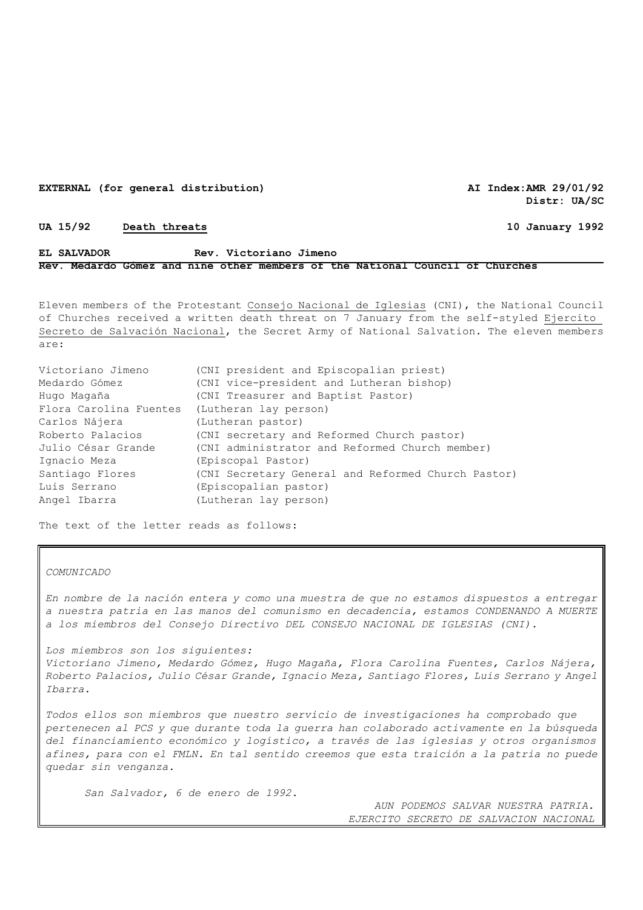**EXTERNAL (for general distribution)** **AI Index:AMR 29/01/92**
**Distr: UA/SC**

**UA 15/92** **Death threats** **10 January 1992**

**EL SALVADOR** **Rev. Victoriano Jimeno**
**Rev. Medardo Gómez and nine other members of the National Council of Churches**

Eleven members of the Protestant Consejo Nacional de Iglesias (CNI), the National Council of Churches received a written death threat on 7 January from the self-styled Ejercito Secreto de Salvación Nacional, the Secret Army of National Salvation. The eleven members are:

| | |
|---|---|
| Victoriano Jimeno | (CNI president and Episcopalian priest) |
| Medardo Gómez | (CNI vice-president and Lutheran bishop) |
| Hugo Magaña | (CNI Treasurer and Baptist Pastor) |
| Flora Carolina Fuentes | (Lutheran lay person) |
| Carlos Nájera | (Lutheran pastor) |
| Roberto Palacios | (CNI secretary and Reformed Church pastor) |
| Julio César Grande | (CNI administrator and Reformed Church member) |
| Ignacio Meza | (Episcopal Pastor) |
| Santiago Flores | (CNI Secretary General and Reformed Church Pastor) |
| Luis Serrano | (Episcopalian pastor) |
| Angel Ibarra | (Lutheran lay person) |

The text of the letter reads as follows:

*COMUNICADO*

*En nombre de la nación entera y como una muestra de que no estamos dispuestos a entregar a nuestra patria en las manos del comunismo en decadencia, estamos CONDENANDO A MUERTE a los miembros del Consejo Directivo DEL CONSEJO NACIONAL DE IGLESIAS (CNI).*

*Los miembros son los siguientes:*
*Victoriano Jimeno, Medardo Gómez, Hugo Magaña, Flora Carolina Fuentes, Carlos Nájera, Roberto Palacios, Julio César Grande, Ignacio Meza, Santiago Flores, Luis Serrano y Angel Ibarra.*

*Todos ellos son miembros que nuestro servicio de investigaciones ha comprobado que pertenecen al PCS y que durante toda la guerra han colaborado activamente en la búsqueda del financiamiento económico y logístico, a través de las iglesias y otros organismos afines, para con el FMLN. En tal sentido creemos que esta traición a la patria no puede quedar sin venganza.*

*San Salvador, 6 de enero de 1992.*

*AUN PODEMOS SALVAR NUESTRA PATRIA.*
*EJERCITO SECRETO DE SALVACION NACIONAL*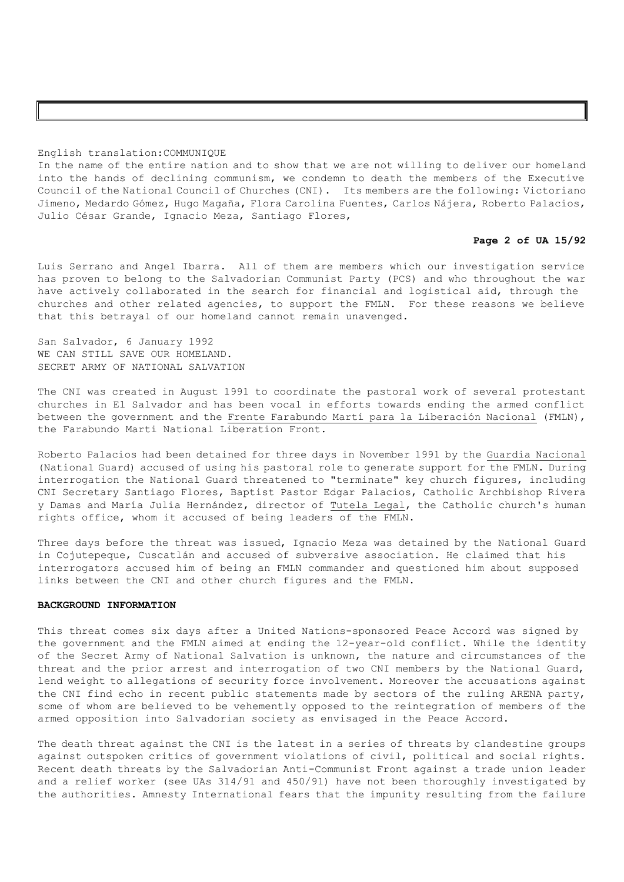English translation:COMMUNIQUE

In the name of the entire nation and to show that we are not willing to deliver our homeland into the hands of declining communism, we condemn to death the members of the Executive Council of the National Council of Churches (CNI). Its members are the following: Victoriano Jimeno, Medardo Gómez, Hugo Magaña, Flora Carolina Fuentes, Carlos Nájera, Roberto Palacios, Julio César Grande, Ignacio Meza, Santiago Flores, Luis Serrano and Angel Ibarra. All of them are members which our investigation service has proven to belong to the Salvadorian Communist Party (PCS) and who throughout the war have actively collaborated in the search for financial and logistical aid, through the churches and other related agencies, to support the FMLN. For these reasons we believe that this betrayal of our homeland cannot remain unavenged.

San Salvador, 6 January 1992
WE CAN STILL SAVE OUR HOMELAND.
SECRET ARMY OF NATIONAL SALVATION

The CNI was created in August 1991 to coordinate the pastoral work of several protestant churches in El Salvador and has been vocal in efforts towards ending the armed conflict between the government and the Frente Farabundo Martí para la Liberación Nacional (FMLN), the Farabundo Marti National Liberation Front.

Roberto Palacios had been detained for three days in November 1991 by the Guardia Nacional (National Guard) accused of using his pastoral role to generate support for the FMLN. During interrogation the National Guard threatened to "terminate" key church figures, including CNI Secretary Santiago Flores, Baptist Pastor Edgar Palacios, Catholic Archbishop Rivera y Damas and María Julia Hernández, director of Tutela Legal, the Catholic church's human rights office, whom it accused of being leaders of the FMLN.

Three days before the threat was issued, Ignacio Meza was detained by the National Guard in Cojutepeque, Cuscatlán and accused of subversive association. He claimed that his interrogators accused him of being an FMLN commander and questioned him about supposed links between the CNI and other church figures and the FMLN.

**BACKGROUND INFORMATION**

This threat comes six days after a United Nations-sponsored Peace Accord was signed by the government and the FMLN aimed at ending the 12-year-old conflict. While the identity of the Secret Army of National Salvation is unknown, the nature and circumstances of the threat and the prior arrest and interrogation of two CNI members by the National Guard, lend weight to allegations of security force involvement. Moreover the accusations against the CNI find echo in recent public statements made by sectors of the ruling ARENA party, some of whom are believed to be vehemently opposed to the reintegration of members of the armed opposition into Salvadorian society as envisaged in the Peace Accord.

The death threat against the CNI is the latest in a series of threats by clandestine groups against outspoken critics of government violations of civil, political and social rights. Recent death threats by the Salvadorian Anti-Communist Front against a trade union leader and a relief worker (see UAs 314/91 and 450/91) have not been thoroughly investigated by the authorities. Amnesty International fears that the impunity resulting from the failure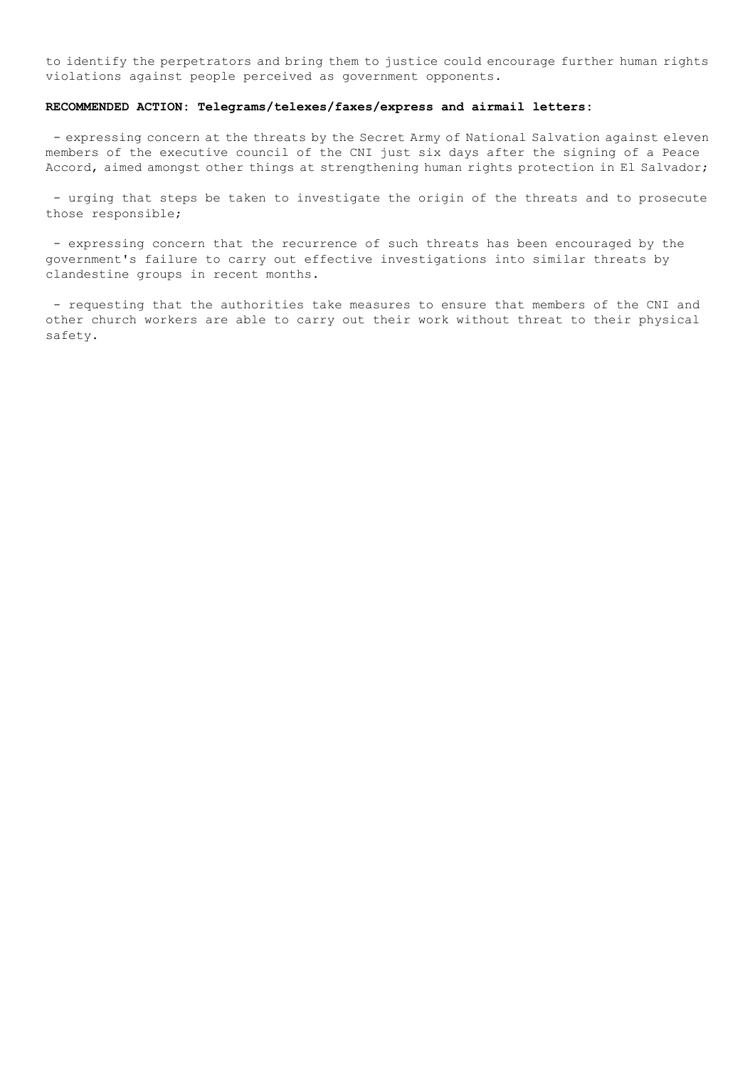to identify the perpetrators and bring them to justice could encourage further human rights violations against people perceived as government opponents.

**RECOMMENDED ACTION: Telegrams/telexes/faxes/express and airmail letters:**

- expressing concern at the threats by the Secret Army of National Salvation against eleven members of the executive council of the CNI just six days after the signing of a Peace Accord, aimed amongst other things at strengthening human rights protection in El Salvador;

- urging that steps be taken to investigate the origin of the threats and to prosecute those responsible;

- expressing concern that the recurrence of such threats has been encouraged by the government's failure to carry out effective investigations into similar threats by clandestine groups in recent months.

- requesting that the authorities take measures to ensure that members of the CNI and other church workers are able to carry out their work without threat to their physical safety.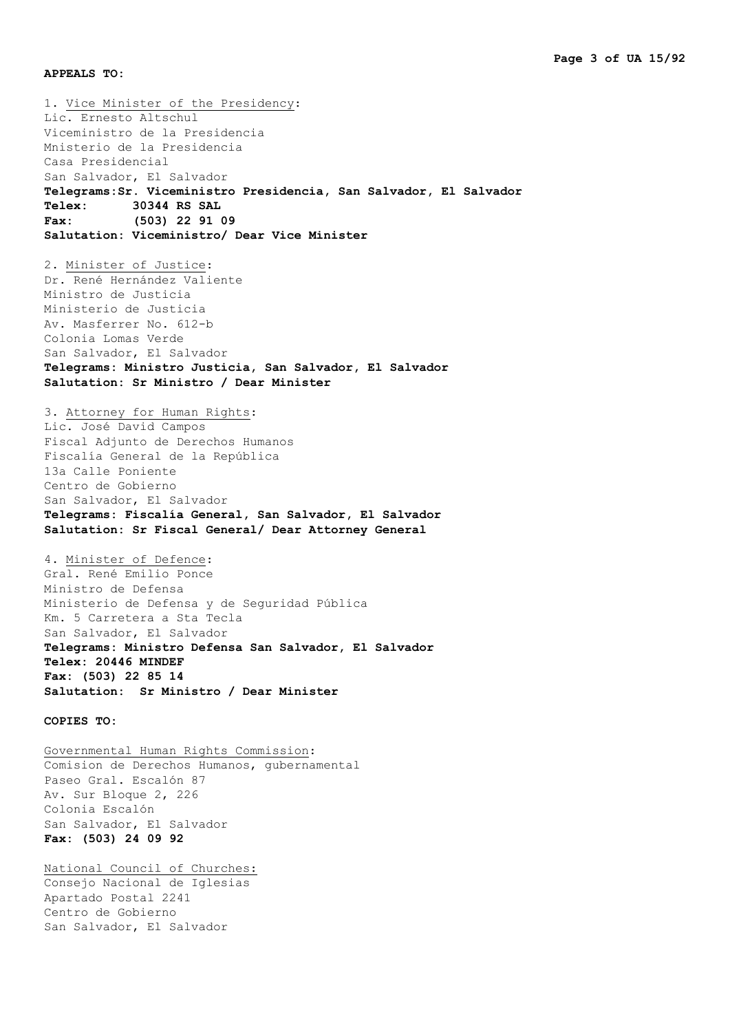**APPEALS TO:**

1. <u>Vice Minister of the Presidency</u>:
Lic. Ernesto Altschul
Viceministro de la Presidencia
Mnisterio de la Presidencia
Casa Presidencial
San Salvador, El Salvador
**Telegrams:Sr. Viceministro Presidencia, San Salvador, El Salvador**
**Telex: 30344 RS SAL**
**Fax: (503) 22 91 09**
**Salutation: Viceministro/ Dear Vice Minister**

2. <u>Minister of Justice</u>:
Dr. René Hernández Valiente
Ministro de Justicia
Ministerio de Justicia
Av. Masferrer No. 612-b
Colonia Lomas Verde
San Salvador, El Salvador
**Telegrams: Ministro Justicia, San Salvador, El Salvador**
**Salutation: Sr Ministro / Dear Minister**

3. <u>Attorney for Human Rights</u>:
Lic. José David Campos
Fiscal Adjunto de Derechos Humanos
Fiscalía General de la República
13a Calle Poniente
Centro de Gobierno
San Salvador, El Salvador
**Telegrams: Fiscalía General, San Salvador, El Salvador**
**Salutation: Sr Fiscal General/ Dear Attorney General**

4. <u>Minister of Defence</u>:
Gral. René Emilio Ponce
Ministro de Defensa
Ministerio de Defensa y de Seguridad Pública
Km. 5 Carretera a Sta Tecla
San Salvador, El Salvador
**Telegrams: Ministro Defensa San Salvador, El Salvador**
**Telex: 20446 MINDEF**
**Fax: (503) 22 85 14**
**Salutation: Sr Ministro / Dear Minister**

**COPIES TO:**

<u>Governmental Human Rights Commission</u>:
Comision de Derechos Humanos, gubernamental
Paseo Gral. Escalón 87
Av. Sur Bloque 2, 226
Colonia Escalón
San Salvador, El Salvador
**Fax: (503) 24 09 92**

<u>National Council of Churches:</u>
Consejo Nacional de Iglesias
Apartado Postal 2241
Centro de Gobierno
San Salvador, El Salvador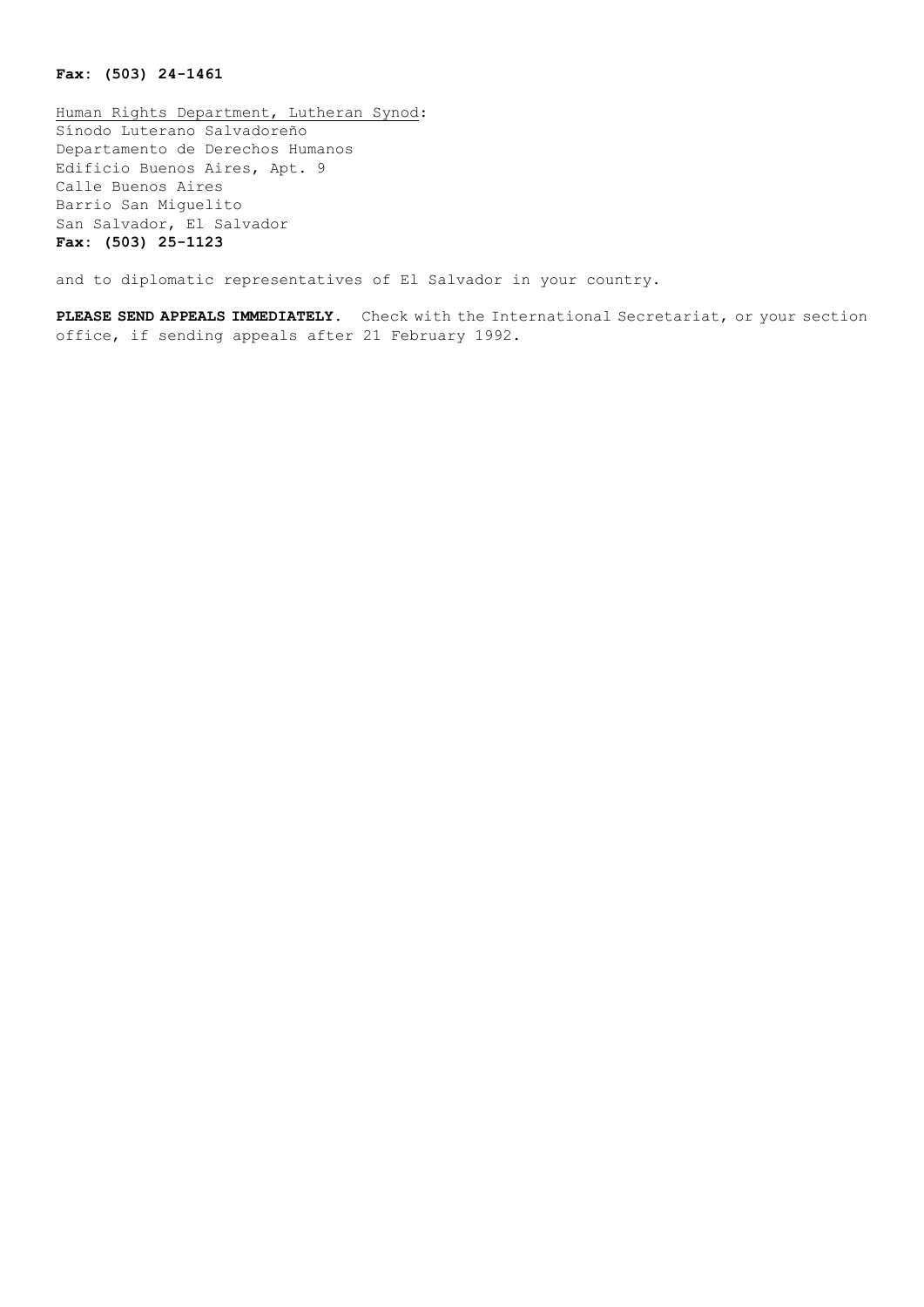**Fax: (503) 24-1461**

Human Rights Department, Lutheran Synod:
Sínodo Luterano Salvadoreño
Departamento de Derechos Humanos
Edificio Buenos Aires, Apt. 9
Calle Buenos Aires
Barrio San Miguelito
San Salvador, El Salvador
**Fax: (503) 25-1123**

and to diplomatic representatives of El Salvador in your country.

**PLEASE SEND APPEALS IMMEDIATELY.** Check with the International Secretariat, or your section office, if sending appeals after 21 February 1992.